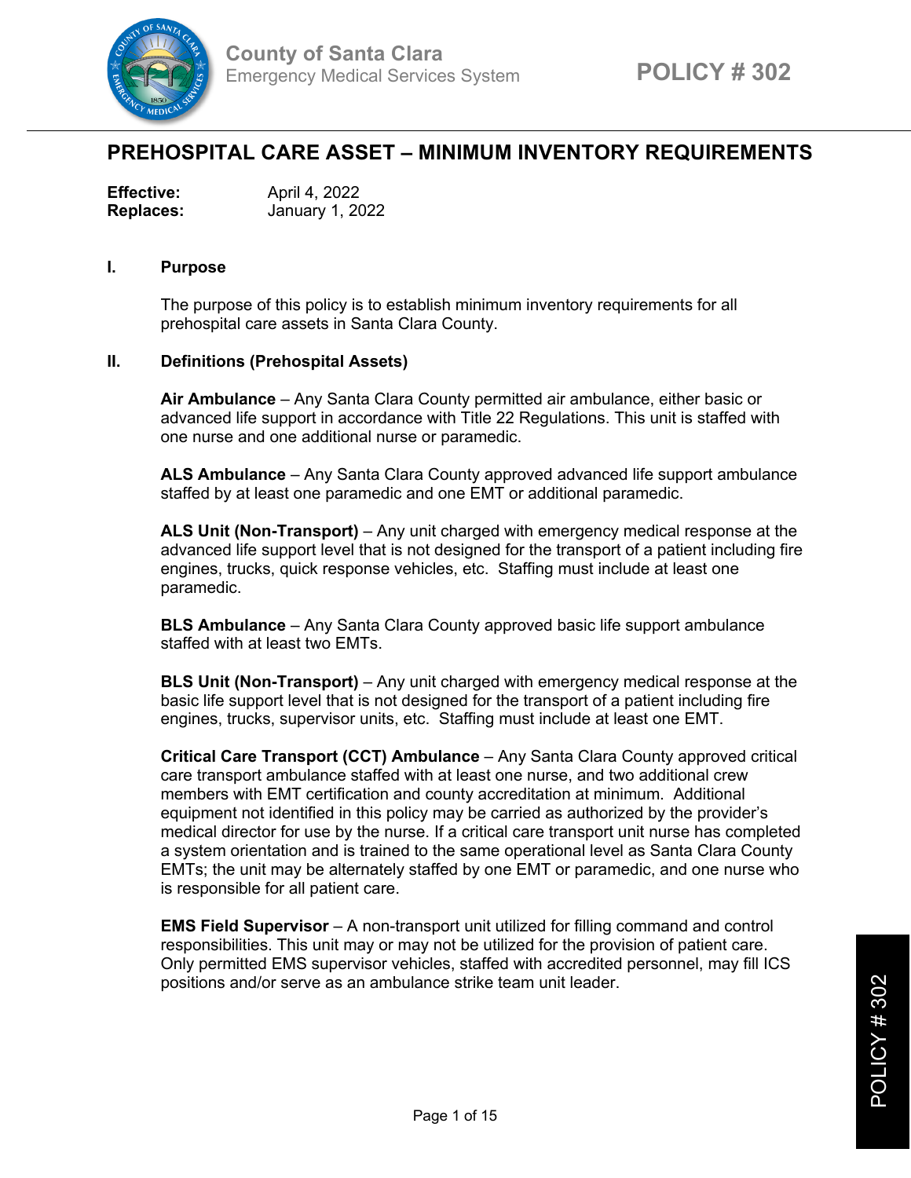# PREHOSPITAL CARE ASSET – MINIMUM INVENTORY REQUIREMENTS

**Effective:** April 4, 2022
**Replaces:** January 1, 2022

## I. Purpose

The purpose of this policy is to establish minimum inventory requirements for all prehospital care assets in Santa Clara County.

## II. Definitions (Prehospital Assets)

**Air Ambulance** – Any Santa Clara County permitted air ambulance, either basic or advanced life support in accordance with Title 22 Regulations. This unit is staffed with one nurse and one additional nurse or paramedic.

**ALS Ambulance** – Any Santa Clara County approved advanced life support ambulance staffed by at least one paramedic and one EMT or additional paramedic.

**ALS Unit (Non-Transport)** – Any unit charged with emergency medical response at the advanced life support level that is not designed for the transport of a patient including fire engines, trucks, quick response vehicles, etc. Staffing must include at least one paramedic.

**BLS Ambulance** – Any Santa Clara County approved basic life support ambulance staffed with at least two EMTs.

**BLS Unit (Non-Transport)** – Any unit charged with emergency medical response at the basic life support level that is not designed for the transport of a patient including fire engines, trucks, supervisor units, etc. Staffing must include at least one EMT.

**Critical Care Transport (CCT) Ambulance** – Any Santa Clara County approved critical care transport ambulance staffed with at least one nurse, and two additional crew members with EMT certification and county accreditation at minimum. Additional equipment not identified in this policy may be carried as authorized by the provider's medical director for use by the nurse. If a critical care transport unit nurse has completed a system orientation and is trained to the same operational level as Santa Clara County EMTs; the unit may be alternately staffed by one EMT or paramedic, and one nurse who is responsible for all patient care.

**EMS Field Supervisor** – A non-transport unit utilized for filling command and control responsibilities. This unit may or may not be utilized for the provision of patient care. Only permitted EMS supervisor vehicles, staffed with accredited personnel, may fill ICS positions and/or serve as an ambulance strike team unit leader.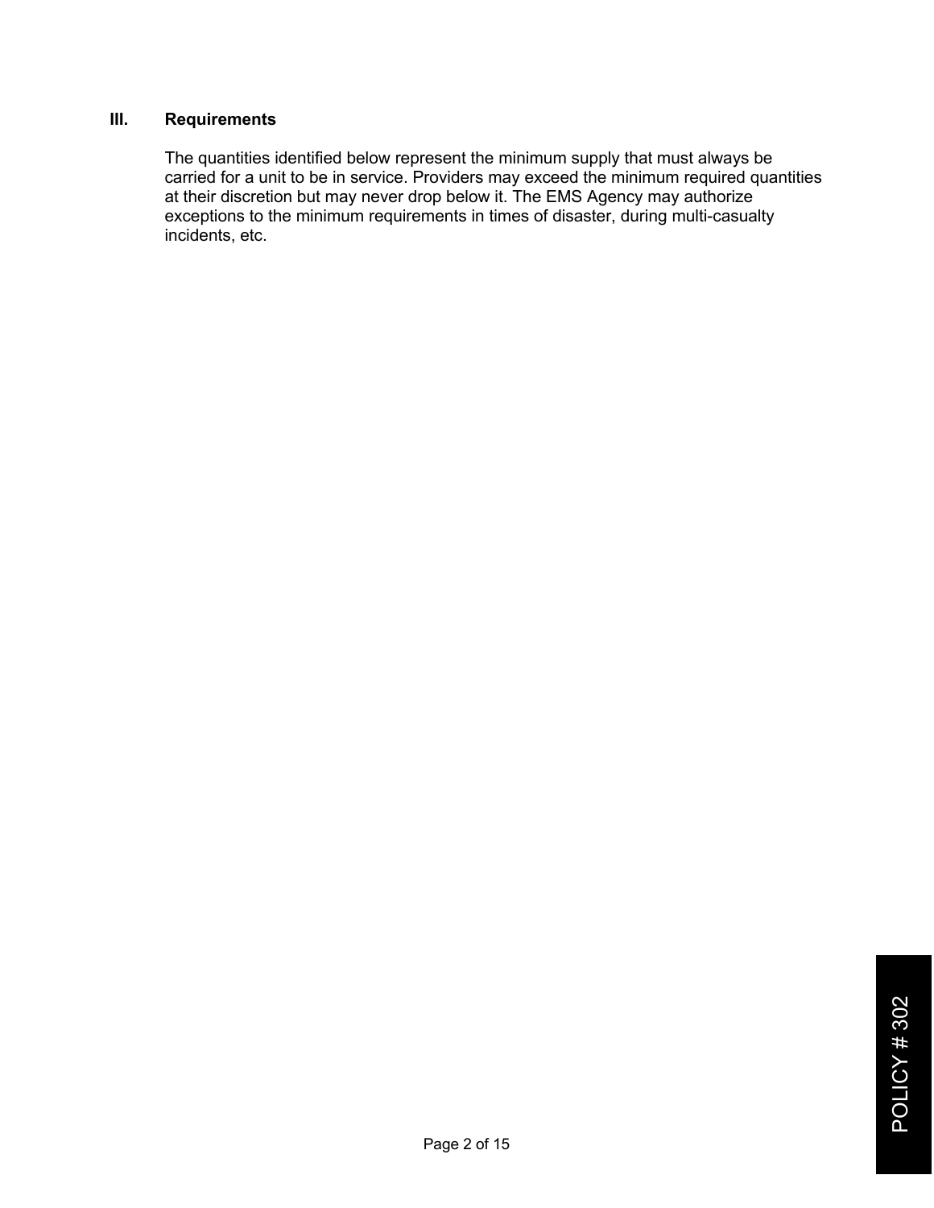## III. Requirements

The quantities identified below represent the minimum supply that must always be carried for a unit to be in service. Providers may exceed the minimum required quantities at their discretion but may never drop below it. The EMS Agency may authorize exceptions to the minimum requirements in times of disaster, during multi-casualty incidents, etc.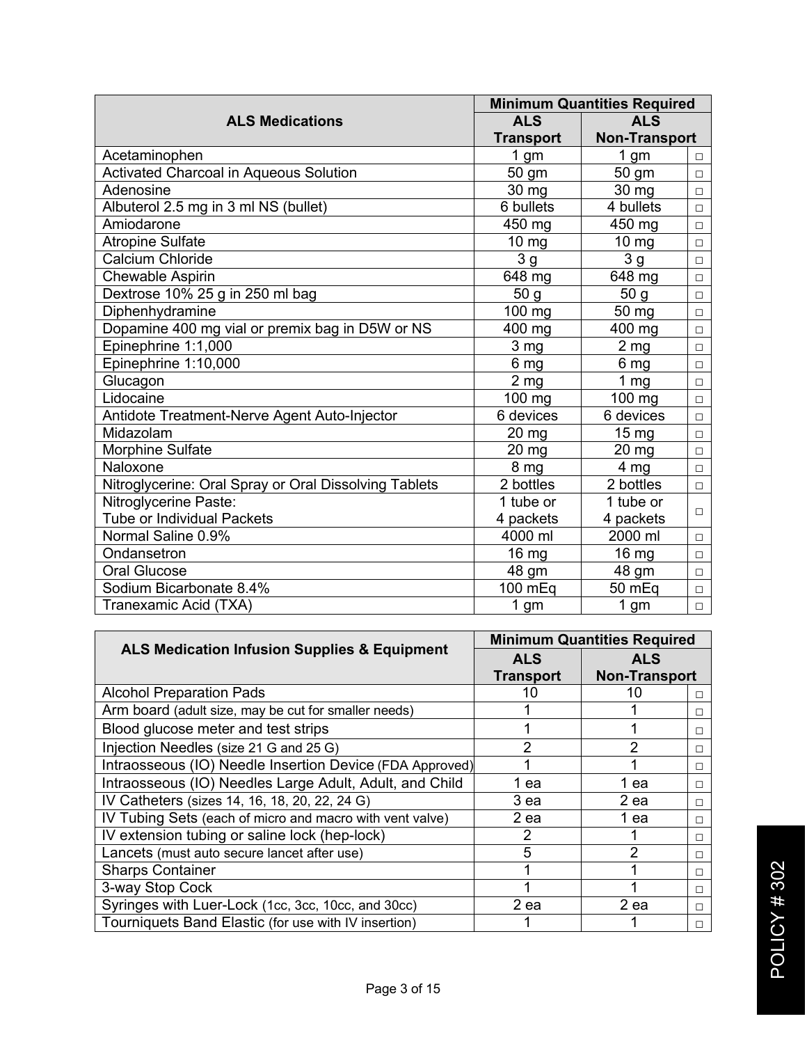| ALS Medications | Minimum Quantities Required | | |
|---|---|---|---|
| | ALS Transport | ALS Non-Transport | |
| Acetaminophen | 1 gm | 1 gm | □ |
| Activated Charcoal in Aqueous Solution | 50 gm | 50 gm | □ |
| Adenosine | 30 mg | 30 mg | □ |
| Albuterol 2.5 mg in 3 ml NS (bullet) | 6 bullets | 4 bullets | □ |
| Amiodarone | 450 mg | 450 mg | □ |
| Atropine Sulfate | 10 mg | 10 mg | □ |
| Calcium Chloride | 3 g | 3 g | □ |
| Chewable Aspirin | 648 mg | 648 mg | □ |
| Dextrose 10% 25 g in 250 ml bag | 50 g | 50 g | □ |
| Diphenhydramine | 100 mg | 50 mg | □ |
| Dopamine 400 mg vial or premix bag in D5W or NS | 400 mg | 400 mg | □ |
| Epinephrine 1:1,000 | 3 mg | 2 mg | □ |
| Epinephrine 1:10,000 | 6 mg | 6 mg | □ |
| Glucagon | 2 mg | 1 mg | □ |
| Lidocaine | 100 mg | 100 mg | □ |
| Antidote Treatment-Nerve Agent Auto-Injector | 6 devices | 6 devices | □ |
| Midazolam | 20 mg | 15 mg | □ |
| Morphine Sulfate | 20 mg | 20 mg | □ |
| Naloxone | 8 mg | 4 mg | □ |
| Nitroglycerine: Oral Spray or Oral Dissolving Tablets | 2 bottles | 2 bottles | □ |
| Nitroglycerine Paste: Tube or Individual Packets | 1 tube or 4 packets | 1 tube or 4 packets | □ |
| Normal Saline 0.9% | 4000 ml | 2000 ml | □ |
| Ondansetron | 16 mg | 16 mg | □ |
| Oral Glucose | 48 gm | 48 gm | □ |
| Sodium Bicarbonate 8.4% | 100 mEq | 50 mEq | □ |
| Tranexamic Acid (TXA) | 1 gm | 1 gm | □ |

| ALS Medication Infusion Supplies & Equipment | Minimum Quantities Required | | |
|---|---|---|---|
| | ALS Transport | ALS Non-Transport | |
| Alcohol Preparation Pads | 10 | 10 | □ |
| Arm board (adult size, may be cut for smaller needs) | 1 | 1 | □ |
| Blood glucose meter and test strips | 1 | 1 | □ |
| Injection Needles (size 21 G and 25 G) | 2 | 2 | □ |
| Intraosseous (IO) Needle Insertion Device (FDA Approved) | 1 | 1 | □ |
| Intraosseous (IO) Needles Large Adult, Adult, and Child | 1 ea | 1 ea | □ |
| IV Catheters (sizes 14, 16, 18, 20, 22, 24 G) | 3 ea | 2 ea | □ |
| IV Tubing Sets (each of micro and macro with vent valve) | 2 ea | 1 ea | □ |
| IV extension tubing or saline lock (hep-lock) | 2 | 1 | □ |
| Lancets (must auto secure lancet after use) | 5 | 2 | □ |
| Sharps Container | 1 | 1 | □ |
| 3-way Stop Cock | 1 | 1 | □ |
| Syringes with Luer-Lock (1cc, 3cc, 10cc, and 30cc) | 2 ea | 2 ea | □ |
| Tourniquets Band Elastic (for use with IV insertion) | 1 | 1 | □ |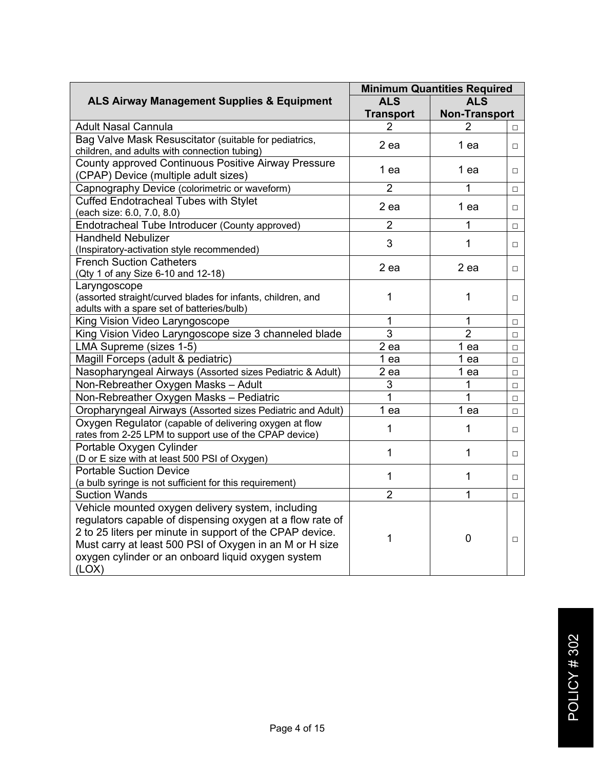| ALS Airway Management Supplies & Equipment | Minimum Quantities Required | | |
|---|---|---|---|
| | ALS Transport | ALS Non-Transport | |
| Adult Nasal Cannula | 2 | 2 | □ |
| Bag Valve Mask Resuscitator (suitable for pediatrics, children, and adults with connection tubing) | 2 ea | 1 ea | □ |
| County approved Continuous Positive Airway Pressure (CPAP) Device (multiple adult sizes) | 1 ea | 1 ea | □ |
| Capnography Device (colorimetric or waveform) | 2 | 1 | □ |
| Cuffed Endotracheal Tubes with Stylet (each size: 6.0, 7.0, 8.0) | 2 ea | 1 ea | □ |
| Endotracheal Tube Introducer (County approved) | 2 | 1 | □ |
| Handheld Nebulizer (Inspiratory-activation style recommended) | 3 | 1 | □ |
| French Suction Catheters (Qty 1 of any Size 6-10 and 12-18) | 2 ea | 2 ea | □ |
| Laryngoscope (assorted straight/curved blades for infants, children, and adults with a spare set of batteries/bulb) | 1 | 1 | □ |
| King Vision Video Laryngoscope | 1 | 1 | □ |
| King Vision Video Laryngoscope size 3 channeled blade | 3 | 2 | □ |
| LMA Supreme (sizes 1-5) | 2 ea | 1 ea | □ |
| Magill Forceps (adult & pediatric) | 1 ea | 1 ea | □ |
| Nasopharyngeal Airways (Assorted sizes Pediatric & Adult) | 2 ea | 1 ea | □ |
| Non-Rebreather Oxygen Masks – Adult | 3 | 1 | □ |
| Non-Rebreather Oxygen Masks – Pediatric | 1 | 1 | □ |
| Oropharyngeal Airways (Assorted sizes Pediatric and Adult) | 1 ea | 1 ea | □ |
| Oxygen Regulator (capable of delivering oxygen at flow rates from 2-25 LPM to support use of the CPAP device) | 1 | 1 | □ |
| Portable Oxygen Cylinder (D or E size with at least 500 PSI of Oxygen) | 1 | 1 | □ |
| Portable Suction Device (a bulb syringe is not sufficient for this requirement) | 1 | 1 | □ |
| Suction Wands | 2 | 1 | □ |
| Vehicle mounted oxygen delivery system, including regulators capable of dispensing oxygen at a flow rate of 2 to 25 liters per minute in support of the CPAP device. Must carry at least 500 PSI of Oxygen in an M or H size oxygen cylinder or an onboard liquid oxygen system (LOX) | 1 | 0 | □ |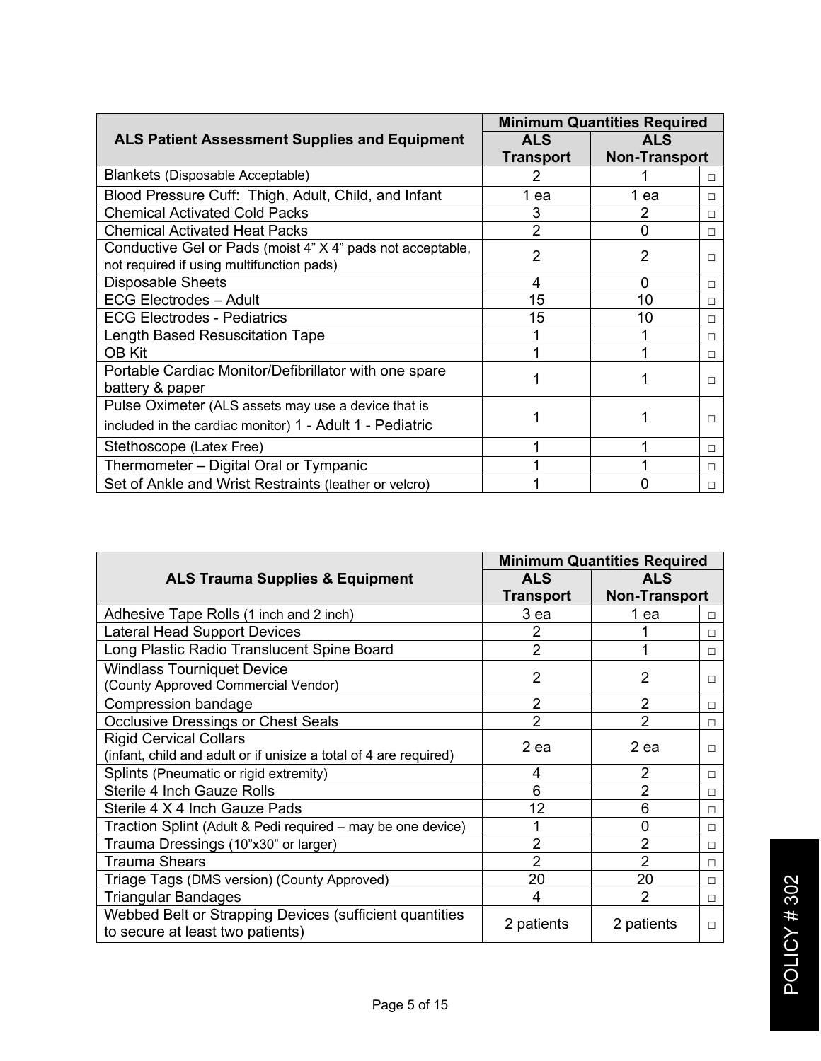| ALS Patient Assessment Supplies and Equipment | Minimum Quantities Required | | |
|---|---|---|---|
| | ALS Transport | ALS Non-Transport | |
| Blankets (Disposable Acceptable) | 2 | 1 | □ |
| Blood Pressure Cuff: Thigh, Adult, Child, and Infant | 1 ea | 1 ea | □ |
| Chemical Activated Cold Packs | 3 | 2 | □ |
| Chemical Activated Heat Packs | 2 | 0 | □ |
| Conductive Gel or Pads (moist 4" X 4" pads not acceptable, not required if using multifunction pads) | 2 | 2 | □ |
| Disposable Sheets | 4 | 0 | □ |
| ECG Electrodes – Adult | 15 | 10 | □ |
| ECG Electrodes - Pediatrics | 15 | 10 | □ |
| Length Based Resuscitation Tape | 1 | 1 | □ |
| OB Kit | 1 | 1 | □ |
| Portable Cardiac Monitor/Defibrillator with one spare battery & paper | 1 | 1 | □ |
| Pulse Oximeter (ALS assets may use a device that is included in the cardiac monitor) 1 - Adult 1 - Pediatric | 1 | 1 | □ |
| Stethoscope (Latex Free) | 1 | 1 | □ |
| Thermometer – Digital Oral or Tympanic | 1 | 1 | □ |
| Set of Ankle and Wrist Restraints (leather or velcro) | 1 | 0 | □ |

| ALS Trauma Supplies & Equipment | Minimum Quantities Required | | |
|---|---|---|---|
| | ALS Transport | ALS Non-Transport | |
| Adhesive Tape Rolls (1 inch and 2 inch) | 3 ea | 1 ea | □ |
| Lateral Head Support Devices | 2 | 1 | □ |
| Long Plastic Radio Translucent Spine Board | 2 | 1 | □ |
| Windlass Tourniquet Device (County Approved Commercial Vendor) | 2 | 2 | □ |
| Compression bandage | 2 | 2 | □ |
| Occlusive Dressings or Chest Seals | 2 | 2 | □ |
| Rigid Cervical Collars (infant, child and adult or if unisize a total of 4 are required) | 2 ea | 2 ea | □ |
| Splints (Pneumatic or rigid extremity) | 4 | 2 | □ |
| Sterile 4 Inch Gauze Rolls | 6 | 2 | □ |
| Sterile 4 X 4 Inch Gauze Pads | 12 | 6 | □ |
| Traction Splint (Adult & Pedi required – may be one device) | 1 | 0 | □ |
| Trauma Dressings (10"x30" or larger) | 2 | 2 | □ |
| Trauma Shears | 2 | 2 | □ |
| Triage Tags (DMS version) (County Approved) | 20 | 20 | □ |
| Triangular Bandages | 4 | 2 | □ |
| Webbed Belt or Strapping Devices (sufficient quantities to secure at least two patients) | 2 patients | 2 patients | □ |

POLICY # 302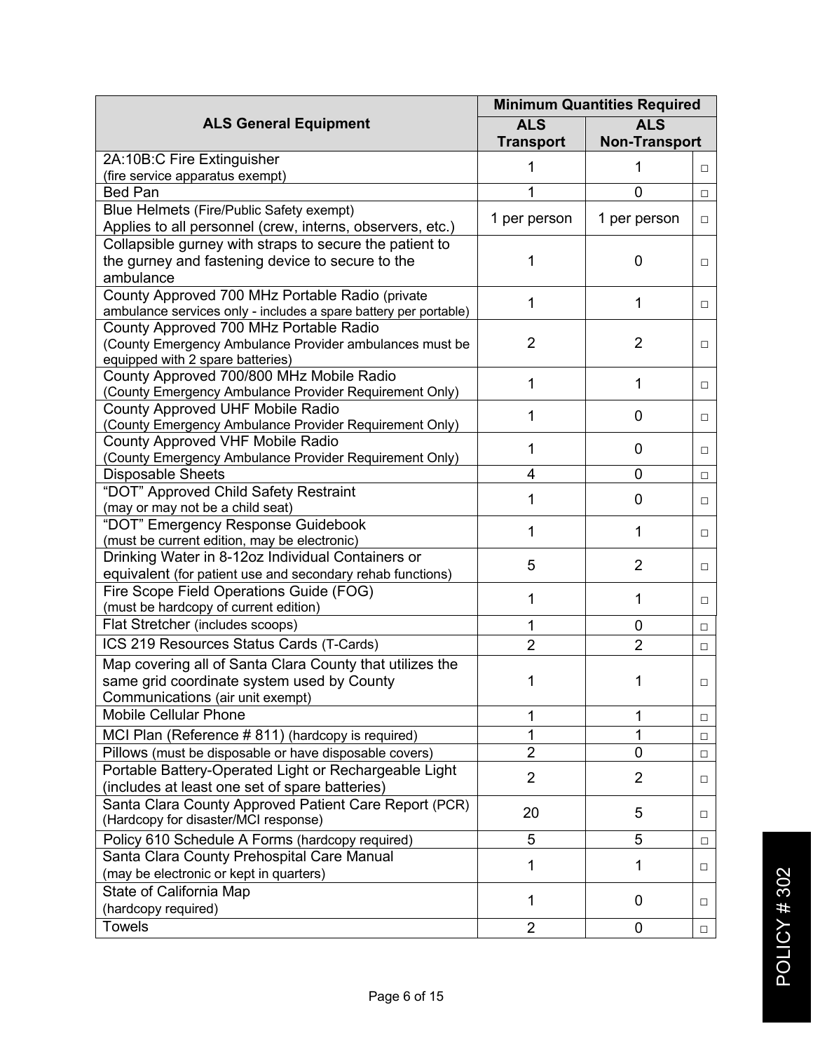| ALS General Equipment | Minimum Quantities Required | | |
|---|---|---|---|
| | ALS Transport | ALS Non-Transport | |
| 2A:10B:C Fire Extinguisher (fire service apparatus exempt) | 1 | 1 | □ |
| Bed Pan | 1 | 0 | □ |
| Blue Helmets (Fire/Public Safety exempt) Applies to all personnel (crew, interns, observers, etc.) | 1 per person | 1 per person | □ |
| Collapsible gurney with straps to secure the patient to the gurney and fastening device to secure to the ambulance | 1 | 0 | □ |
| County Approved 700 MHz Portable Radio (private ambulance services only - includes a spare battery per portable) | 1 | 1 | □ |
| County Approved 700 MHz Portable Radio (County Emergency Ambulance Provider ambulances must be equipped with 2 spare batteries) | 2 | 2 | □ |
| County Approved 700/800 MHz Mobile Radio (County Emergency Ambulance Provider Requirement Only) | 1 | 1 | □ |
| County Approved UHF Mobile Radio (County Emergency Ambulance Provider Requirement Only) | 1 | 0 | □ |
| County Approved VHF Mobile Radio (County Emergency Ambulance Provider Requirement Only) | 1 | 0 | □ |
| Disposable Sheets | 4 | 0 | □ |
| "DOT" Approved Child Safety Restraint (may or may not be a child seat) | 1 | 0 | □ |
| "DOT" Emergency Response Guidebook (must be current edition, may be electronic) | 1 | 1 | □ |
| Drinking Water in 8-12oz Individual Containers or equivalent (for patient use and secondary rehab functions) | 5 | 2 | □ |
| Fire Scope Field Operations Guide (FOG) (must be hardcopy of current edition) | 1 | 1 | □ |
| Flat Stretcher (includes scoops) | 1 | 0 | □ |
| ICS 219 Resources Status Cards (T-Cards) | 2 | 2 | □ |
| Map covering all of Santa Clara County that utilizes the same grid coordinate system used by County Communications (air unit exempt) | 1 | 1 | □ |
| Mobile Cellular Phone | 1 | 1 | □ |
| MCI Plan (Reference # 811) (hardcopy is required) | 1 | 1 | □ |
| Pillows (must be disposable or have disposable covers) | 2 | 0 | □ |
| Portable Battery-Operated Light or Rechargeable Light (includes at least one set of spare batteries) | 2 | 2 | □ |
| Santa Clara County Approved Patient Care Report (PCR) (Hardcopy for disaster/MCI response) | 20 | 5 | □ |
| Policy 610 Schedule A Forms (hardcopy required) | 5 | 5 | □ |
| Santa Clara County Prehospital Care Manual (may be electronic or kept in quarters) | 1 | 1 | □ |
| State of California Map (hardcopy required) | 1 | 0 | □ |
| Towels | 2 | 0 | □ |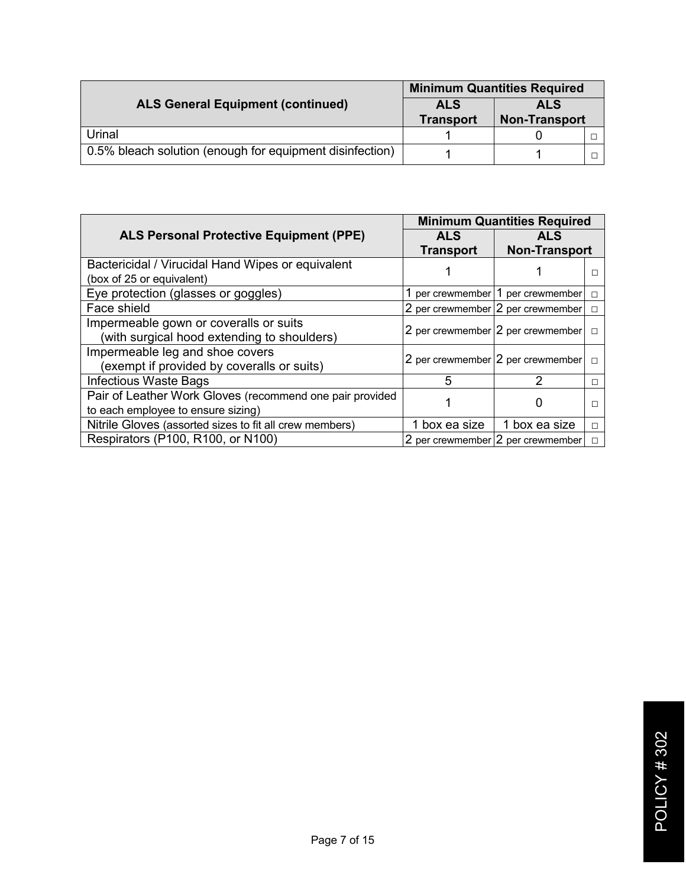| ALS General Equipment (continued) | Minimum Quantities Required | | |
|---|---|---|---|
| | ALS Transport | ALS Non-Transport | |
| Urinal | 1 | 0 | □ |
| 0.5% bleach solution (enough for equipment disinfection) | 1 | 1 | □ |

| ALS Personal Protective Equipment (PPE) | Minimum Quantities Required | | |
|---|---|---|---|
| | ALS Transport | ALS Non-Transport | |
| Bactericidal / Virucidal Hand Wipes or equivalent (box of 25 or equivalent) | 1 | 1 | □ |
| Eye protection (glasses or goggles) | 1 per crewmember | 1 per crewmember | □ |
| Face shield | 2 per crewmember | 2 per crewmember | □ |
| Impermeable gown or coveralls or suits (with surgical hood extending to shoulders) | 2 per crewmember | 2 per crewmember | □ |
| Impermeable leg and shoe covers (exempt if provided by coveralls or suits) | 2 per crewmember | 2 per crewmember | □ |
| Infectious Waste Bags | 5 | 2 | □ |
| Pair of Leather Work Gloves (recommend one pair provided to each employee to ensure sizing) | 1 | 0 | □ |
| Nitrile Gloves (assorted sizes to fit all crew members) | 1 box ea size | 1 box ea size | □ |
| Respirators (P100, R100, or N100) | 2 per crewmember | 2 per crewmember | □ |

POLICY # 302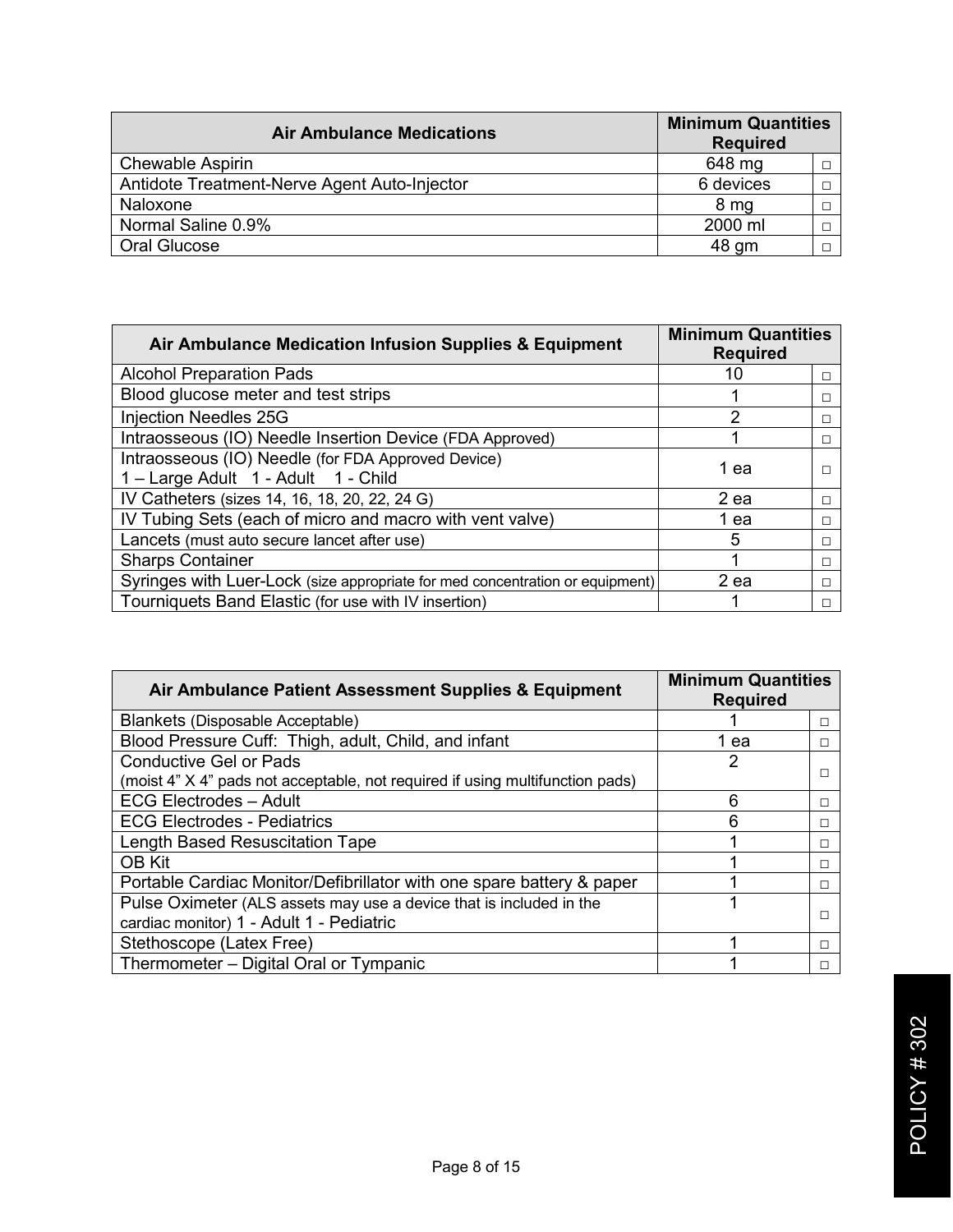| Air Ambulance Medications | Minimum Quantities Required | |
|---|---|---|
| Chewable Aspirin | 648 mg | □ |
| Antidote Treatment-Nerve Agent Auto-Injector | 6 devices | □ |
| Naloxone | 8 mg | □ |
| Normal Saline 0.9% | 2000 ml | □ |
| Oral Glucose | 48 gm | □ |

| Air Ambulance Medication Infusion Supplies & Equipment | Minimum Quantities Required | |
|---|---|---|
| Alcohol Preparation Pads | 10 | □ |
| Blood glucose meter and test strips | 1 | □ |
| Injection Needles 25G | 2 | □ |
| Intraosseous (IO) Needle Insertion Device (FDA Approved) | 1 | □ |
| Intraosseous (IO) Needle (for FDA Approved Device) 1 – Large Adult 1 - Adult 1 - Child | 1 ea | □ |
| IV Catheters (sizes 14, 16, 18, 20, 22, 24 G) | 2 ea | □ |
| IV Tubing Sets (each of micro and macro with vent valve) | 1 ea | □ |
| Lancets (must auto secure lancet after use) | 5 | □ |
| Sharps Container | 1 | □ |
| Syringes with Luer-Lock (size appropriate for med concentration or equipment) | 2 ea | □ |
| Tourniquets Band Elastic (for use with IV insertion) | 1 | □ |

| Air Ambulance Patient Assessment Supplies & Equipment | Minimum Quantities Required | |
|---|---|---|
| Blankets (Disposable Acceptable) | 1 | □ |
| Blood Pressure Cuff: Thigh, adult, Child, and infant | 1 ea | □ |
| Conductive Gel or Pads (moist 4" X 4" pads not acceptable, not required if using multifunction pads) | 2 | □ |
| ECG Electrodes – Adult | 6 | □ |
| ECG Electrodes - Pediatrics | 6 | □ |
| Length Based Resuscitation Tape | 1 | □ |
| OB Kit | 1 | □ |
| Portable Cardiac Monitor/Defibrillator with one spare battery & paper | 1 | □ |
| Pulse Oximeter (ALS assets may use a device that is included in the cardiac monitor) 1 - Adult 1 - Pediatric | 1 | □ |
| Stethoscope (Latex Free) | 1 | □ |
| Thermometer – Digital Oral or Tympanic | 1 | □ |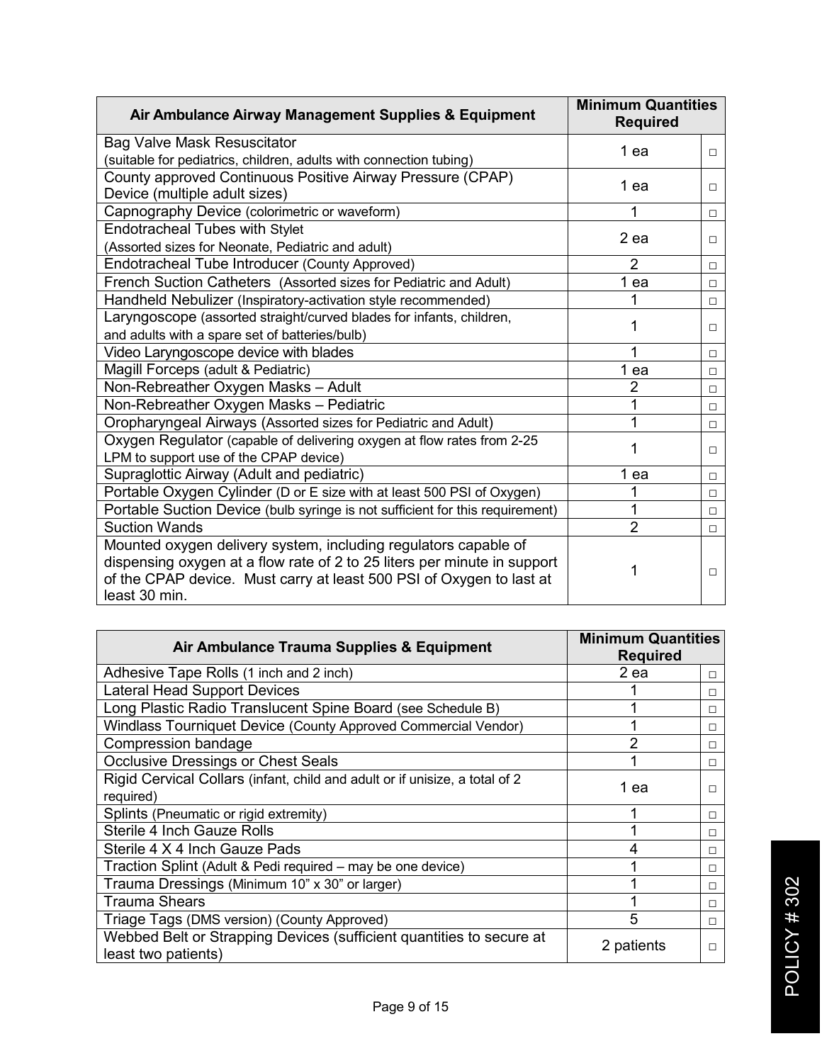| Air Ambulance Airway Management Supplies & Equipment | Minimum Quantities Required | |
|---|---|---|
| Bag Valve Mask Resuscitator (suitable for pediatrics, children, adults with connection tubing) | 1 ea | □ |
| County approved Continuous Positive Airway Pressure (CPAP) Device (multiple adult sizes) | 1 ea | □ |
| Capnography Device (colorimetric or waveform) | 1 | □ |
| Endotracheal Tubes with Stylet (Assorted sizes for Neonate, Pediatric and adult) | 2 ea | □ |
| Endotracheal Tube Introducer (County Approved) | 2 | □ |
| French Suction Catheters (Assorted sizes for Pediatric and Adult) | 1 ea | □ |
| Handheld Nebulizer (Inspiratory-activation style recommended) | 1 | □ |
| Laryngoscope (assorted straight/curved blades for infants, children, and adults with a spare set of batteries/bulb) | 1 | □ |
| Video Laryngoscope device with blades | 1 | □ |
| Magill Forceps (adult & Pediatric) | 1 ea | □ |
| Non-Rebreather Oxygen Masks – Adult | 2 | □ |
| Non-Rebreather Oxygen Masks – Pediatric | 1 | □ |
| Oropharyngeal Airways (Assorted sizes for Pediatric and Adult) | 1 | □ |
| Oxygen Regulator (capable of delivering oxygen at flow rates from 2-25 LPM to support use of the CPAP device) | 1 | □ |
| Supraglottic Airway (Adult and pediatric) | 1 ea | □ |
| Portable Oxygen Cylinder (D or E size with at least 500 PSI of Oxygen) | 1 | □ |
| Portable Suction Device (bulb syringe is not sufficient for this requirement) | 1 | □ |
| Suction Wands | 2 | □ |
| Mounted oxygen delivery system, including regulators capable of dispensing oxygen at a flow rate of 2 to 25 liters per minute in support of the CPAP device. Must carry at least 500 PSI of Oxygen to last at least 30 min. | 1 | □ |

| Air Ambulance Trauma Supplies & Equipment | Minimum Quantities Required | |
|---|---|---|
| Adhesive Tape Rolls (1 inch and 2 inch) | 2 ea | □ |
| Lateral Head Support Devices | 1 | □ |
| Long Plastic Radio Translucent Spine Board (see Schedule B) | 1 | □ |
| Windlass Tourniquet Device (County Approved Commercial Vendor) | 1 | □ |
| Compression bandage | 2 | □ |
| Occlusive Dressings or Chest Seals | 1 | □ |
| Rigid Cervical Collars (infant, child and adult or if unisize, a total of 2 required) | 1 ea | □ |
| Splints (Pneumatic or rigid extremity) | 1 | □ |
| Sterile 4 Inch Gauze Rolls | 1 | □ |
| Sterile 4 X 4 Inch Gauze Pads | 4 | □ |
| Traction Splint (Adult & Pedi required – may be one device) | 1 | □ |
| Trauma Dressings (Minimum 10" x 30" or larger) | 1 | □ |
| Trauma Shears | 1 | □ |
| Triage Tags (DMS version) (County Approved) | 5 | □ |
| Webbed Belt or Strapping Devices (sufficient quantities to secure at least two patients) | 2 patients | □ |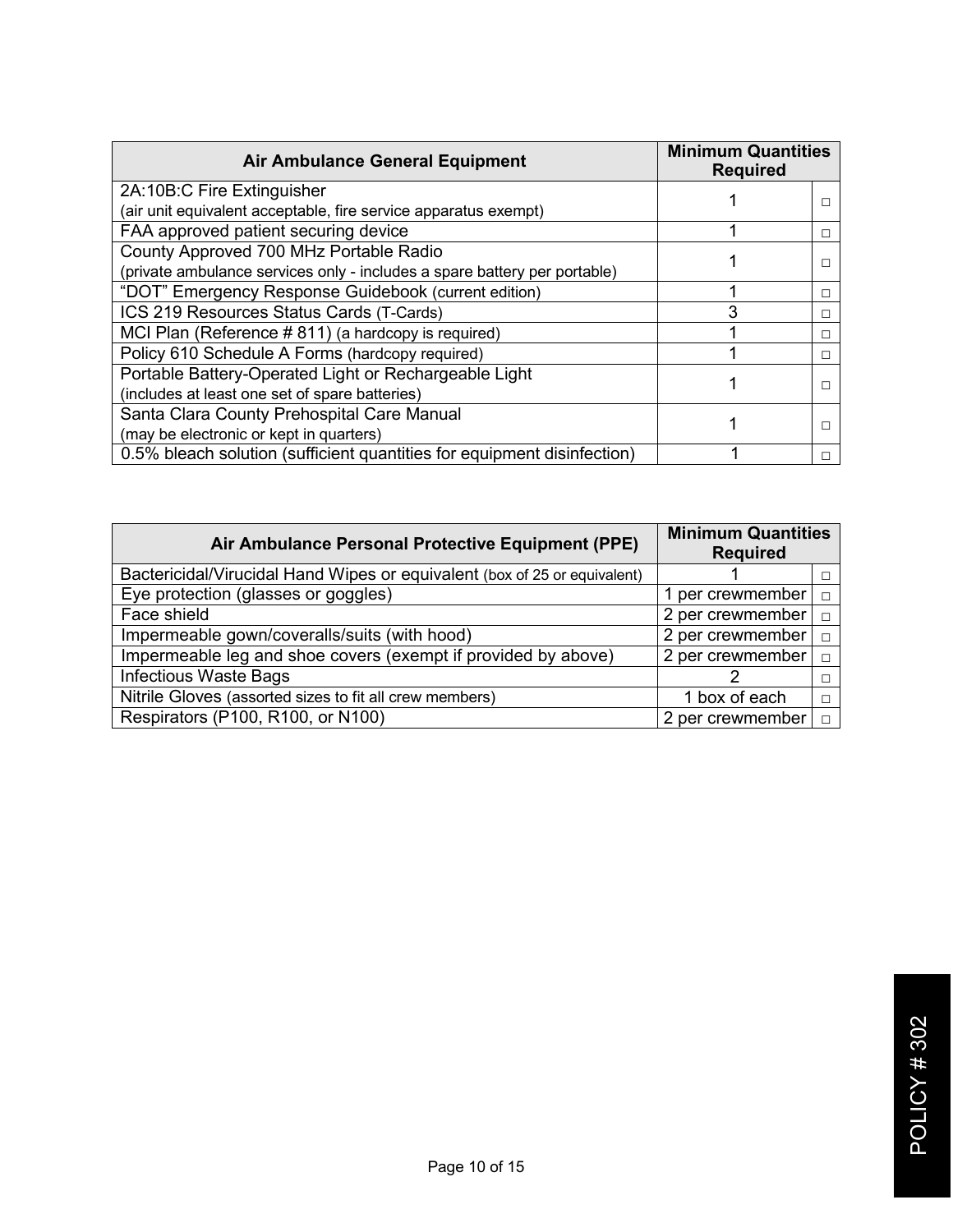| Air Ambulance General Equipment | Minimum Quantities Required | |
|---|---|---|
| 2A:10B:C Fire Extinguisher (air unit equivalent acceptable, fire service apparatus exempt) | 1 | □ |
| FAA approved patient securing device | 1 | □ |
| County Approved 700 MHz Portable Radio (private ambulance services only - includes a spare battery per portable) | 1 | □ |
| "DOT" Emergency Response Guidebook (current edition) | 1 | □ |
| ICS 219 Resources Status Cards (T-Cards) | 3 | □ |
| MCI Plan (Reference # 811) (a hardcopy is required) | 1 | □ |
| Policy 610 Schedule A Forms (hardcopy required) | 1 | □ |
| Portable Battery-Operated Light or Rechargeable Light (includes at least one set of spare batteries) | 1 | □ |
| Santa Clara County Prehospital Care Manual (may be electronic or kept in quarters) | 1 | □ |
| 0.5% bleach solution (sufficient quantities for equipment disinfection) | 1 | □ |

| Air Ambulance Personal Protective Equipment (PPE) | Minimum Quantities Required | |
|---|---|---|
| Bactericidal/Virucidal Hand Wipes or equivalent (box of 25 or equivalent) | 1 | □ |
| Eye protection (glasses or goggles) | 1 per crewmember | □ |
| Face shield | 2 per crewmember | □ |
| Impermeable gown/coveralls/suits (with hood) | 2 per crewmember | □ |
| Impermeable leg and shoe covers (exempt if provided by above) | 2 per crewmember | □ |
| Infectious Waste Bags | 2 | □ |
| Nitrile Gloves (assorted sizes to fit all crew members) | 1 box of each | □ |
| Respirators (P100, R100, or N100) | 2 per crewmember | □ |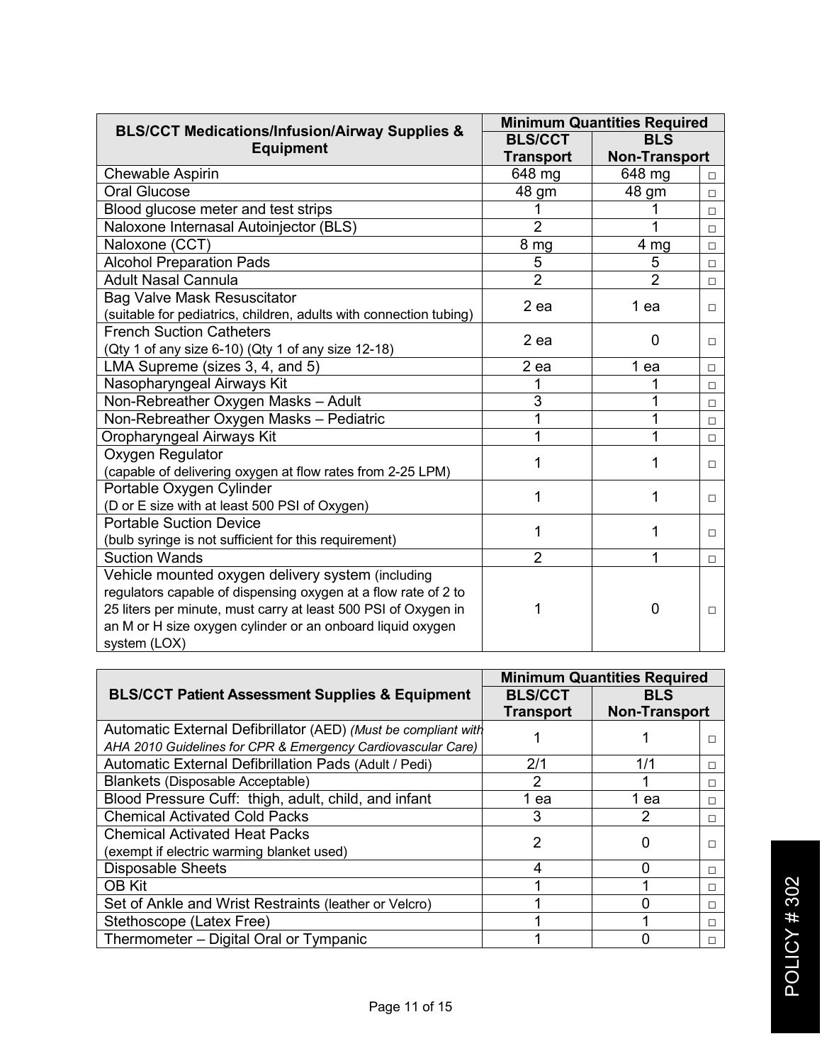| BLS/CCT Medications/Infusion/Airway Supplies & Equipment | Minimum Quantities Required | | |
|---|---|---|---|
| | BLS/CCT Transport | BLS Non-Transport | |
| Chewable Aspirin | 648 mg | 648 mg | □ |
| Oral Glucose | 48 gm | 48 gm | □ |
| Blood glucose meter and test strips | 1 | 1 | □ |
| Naloxone Internasal Autoinjector (BLS) | 2 | 1 | □ |
| Naloxone (CCT) | 8 mg | 4 mg | □ |
| Alcohol Preparation Pads | 5 | 5 | □ |
| Adult Nasal Cannula | 2 | 2 | □ |
| Bag Valve Mask Resuscitator (suitable for pediatrics, children, adults with connection tubing) | 2 ea | 1 ea | □ |
| French Suction Catheters (Qty 1 of any size 6-10) (Qty 1 of any size 12-18) | 2 ea | 0 | □ |
| LMA Supreme (sizes 3, 4, and 5) | 2 ea | 1 ea | □ |
| Nasopharyngeal Airways Kit | 1 | 1 | □ |
| Non-Rebreather Oxygen Masks – Adult | 3 | 1 | □ |
| Non-Rebreather Oxygen Masks – Pediatric | 1 | 1 | □ |
| Oropharyngeal Airways Kit | 1 | 1 | □ |
| Oxygen Regulator (capable of delivering oxygen at flow rates from 2-25 LPM) | 1 | 1 | □ |
| Portable Oxygen Cylinder (D or E size with at least 500 PSI of Oxygen) | 1 | 1 | □ |
| Portable Suction Device (bulb syringe is not sufficient for this requirement) | 1 | 1 | □ |
| Suction Wands | 2 | 1 | □ |
| Vehicle mounted oxygen delivery system (including regulators capable of dispensing oxygen at a flow rate of 2 to 25 liters per minute, must carry at least 500 PSI of Oxygen in an M or H size oxygen cylinder or an onboard liquid oxygen system (LOX) | 1 | 0 | □ |

| BLS/CCT Patient Assessment Supplies & Equipment | Minimum Quantities Required | | |
|---|---|---|---|
| | BLS/CCT Transport | BLS Non-Transport | |
| Automatic External Defibrillator (AED) *(Must be compliant with AHA 2010 Guidelines for CPR & Emergency Cardiovascular Care)* | 1 | 1 | □ |
| Automatic External Defibrillation Pads (Adult / Pedi) | 2/1 | 1/1 | □ |
| Blankets (Disposable Acceptable) | 2 | 1 | □ |
| Blood Pressure Cuff: thigh, adult, child, and infant | 1 ea | 1 ea | □ |
| Chemical Activated Cold Packs | 3 | 2 | □ |
| Chemical Activated Heat Packs (exempt if electric warming blanket used) | 2 | 0 | □ |
| Disposable Sheets | 4 | 0 | □ |
| OB Kit | 1 | 1 | □ |
| Set of Ankle and Wrist Restraints (leather or Velcro) | 1 | 0 | □ |
| Stethoscope (Latex Free) | 1 | 1 | □ |
| Thermometer – Digital Oral or Tympanic | 1 | 0 | □ |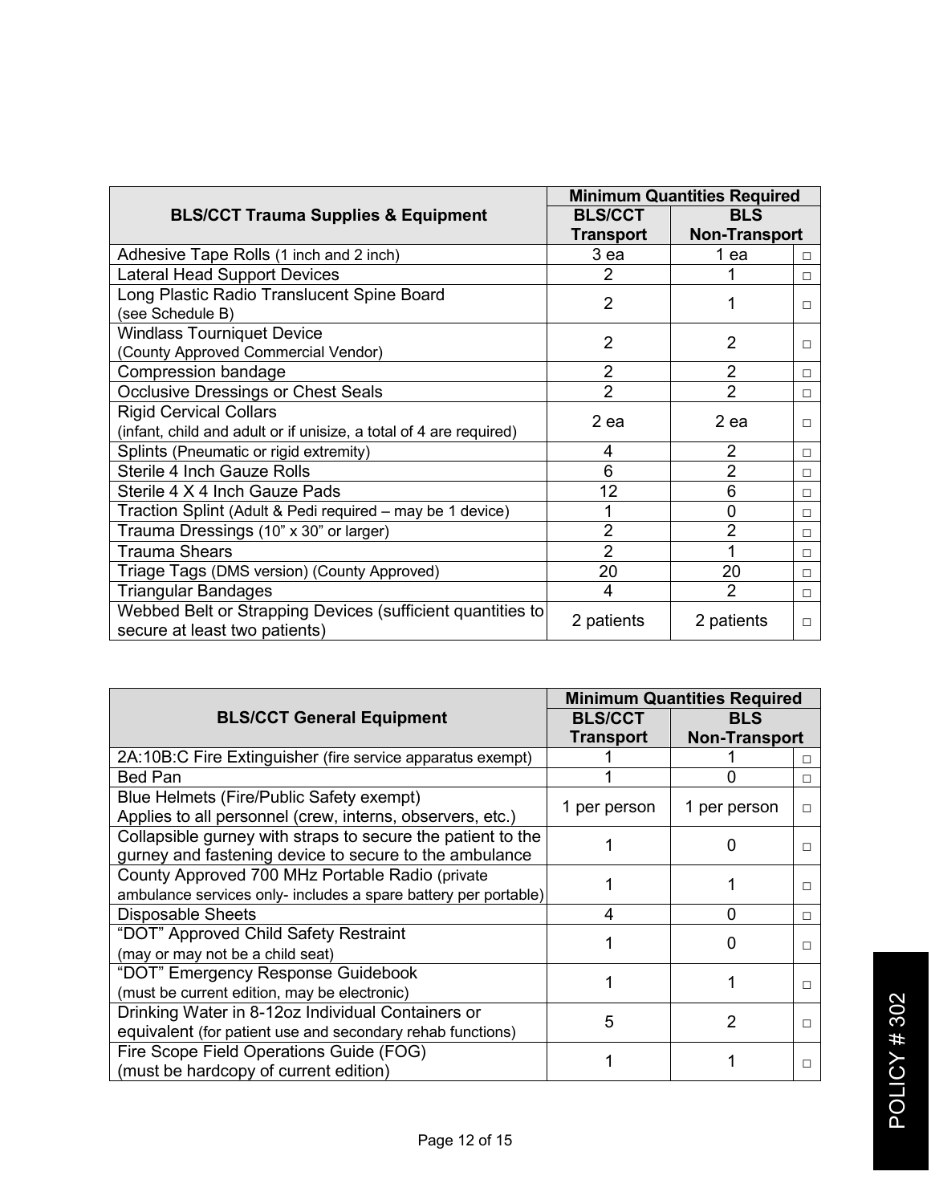| BLS/CCT Trauma Supplies & Equipment | Minimum Quantities Required | | |
|---|---|---|---|
| | BLS/CCT Transport | BLS Non-Transport | |
| Adhesive Tape Rolls (1 inch and 2 inch) | 3 ea | 1 ea | □ |
| Lateral Head Support Devices | 2 | 1 | □ |
| Long Plastic Radio Translucent Spine Board (see Schedule B) | 2 | 1 | □ |
| Windlass Tourniquet Device (County Approved Commercial Vendor) | 2 | 2 | □ |
| Compression bandage | 2 | 2 | □ |
| Occlusive Dressings or Chest Seals | 2 | 2 | □ |
| Rigid Cervical Collars (infant, child and adult or if unisize, a total of 4 are required) | 2 ea | 2 ea | □ |
| Splints (Pneumatic or rigid extremity) | 4 | 2 | □ |
| Sterile 4 Inch Gauze Rolls | 6 | 2 | □ |
| Sterile 4 X 4 Inch Gauze Pads | 12 | 6 | □ |
| Traction Splint (Adult & Pedi required – may be 1 device) | 1 | 0 | □ |
| Trauma Dressings (10" x 30" or larger) | 2 | 2 | □ |
| Trauma Shears | 2 | 1 | □ |
| Triage Tags (DMS version) (County Approved) | 20 | 20 | □ |
| Triangular Bandages | 4 | 2 | □ |
| Webbed Belt or Strapping Devices (sufficient quantities to secure at least two patients) | 2 patients | 2 patients | □ |

| BLS/CCT General Equipment | Minimum Quantities Required | | |
|---|---|---|---|
| | BLS/CCT Transport | BLS Non-Transport | |
| 2A:10B:C Fire Extinguisher (fire service apparatus exempt) | 1 | 1 | □ |
| Bed Pan | 1 | 0 | □ |
| Blue Helmets (Fire/Public Safety exempt) Applies to all personnel (crew, interns, observers, etc.) | 1 per person | 1 per person | □ |
| Collapsible gurney with straps to secure the patient to the gurney and fastening device to secure to the ambulance | 1 | 0 | □ |
| County Approved 700 MHz Portable Radio (private ambulance services only- includes a spare battery per portable) | 1 | 1 | □ |
| Disposable Sheets | 4 | 0 | □ |
| "DOT" Approved Child Safety Restraint (may or may not be a child seat) | 1 | 0 | □ |
| "DOT" Emergency Response Guidebook (must be current edition, may be electronic) | 1 | 1 | □ |
| Drinking Water in 8-12oz Individual Containers or equivalent (for patient use and secondary rehab functions) | 5 | 2 | □ |
| Fire Scope Field Operations Guide (FOG) (must be hardcopy of current edition) | 1 | 1 | □ |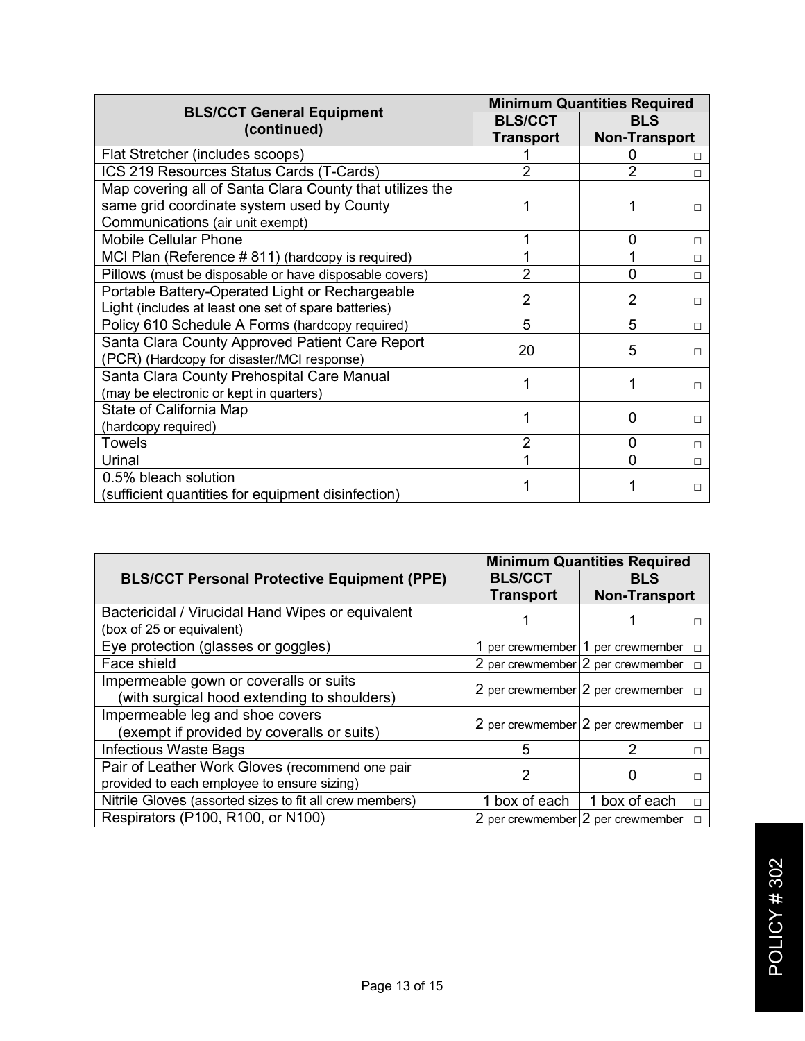| BLS/CCT General Equipment (continued) | Minimum Quantities Required | | |
|---|---|---|---|
| | BLS/CCT Transport | BLS Non-Transport | |
| Flat Stretcher (includes scoops) | 1 | 0 | □ |
| ICS 219 Resources Status Cards (T-Cards) | 2 | 2 | □ |
| Map covering all of Santa Clara County that utilizes the same grid coordinate system used by County Communications (air unit exempt) | 1 | 1 | □ |
| Mobile Cellular Phone | 1 | 0 | □ |
| MCI Plan (Reference # 811) (hardcopy is required) | 1 | 1 | □ |
| Pillows (must be disposable or have disposable covers) | 2 | 0 | □ |
| Portable Battery-Operated Light or Rechargeable Light (includes at least one set of spare batteries) | 2 | 2 | □ |
| Policy 610 Schedule A Forms (hardcopy required) | 5 | 5 | □ |
| Santa Clara County Approved Patient Care Report (PCR) (Hardcopy for disaster/MCI response) | 20 | 5 | □ |
| Santa Clara County Prehospital Care Manual (may be electronic or kept in quarters) | 1 | 1 | □ |
| State of California Map (hardcopy required) | 1 | 0 | □ |
| Towels | 2 | 0 | □ |
| Urinal | 1 | 0 | □ |
| 0.5% bleach solution (sufficient quantities for equipment disinfection) | 1 | 1 | □ |

| BLS/CCT Personal Protective Equipment (PPE) | Minimum Quantities Required | | |
|---|---|---|---|
| | BLS/CCT Transport | BLS Non-Transport | |
| Bactericidal / Virucidal Hand Wipes or equivalent (box of 25 or equivalent) | 1 | 1 | □ |
| Eye protection (glasses or goggles) | 1 per crewmember | 1 per crewmember | □ |
| Face shield | 2 per crewmember | 2 per crewmember | □ |
| Impermeable gown or coveralls or suits (with surgical hood extending to shoulders) | 2 per crewmember | 2 per crewmember | □ |
| Impermeable leg and shoe covers (exempt if provided by coveralls or suits) | 2 per crewmember | 2 per crewmember | □ |
| Infectious Waste Bags | 5 | 2 | □ |
| Pair of Leather Work Gloves (recommend one pair provided to each employee to ensure sizing) | 2 | 0 | □ |
| Nitrile Gloves (assorted sizes to fit all crew members) | 1 box of each | 1 box of each | □ |
| Respirators (P100, R100, or N100) | 2 per crewmember | 2 per crewmember | □ |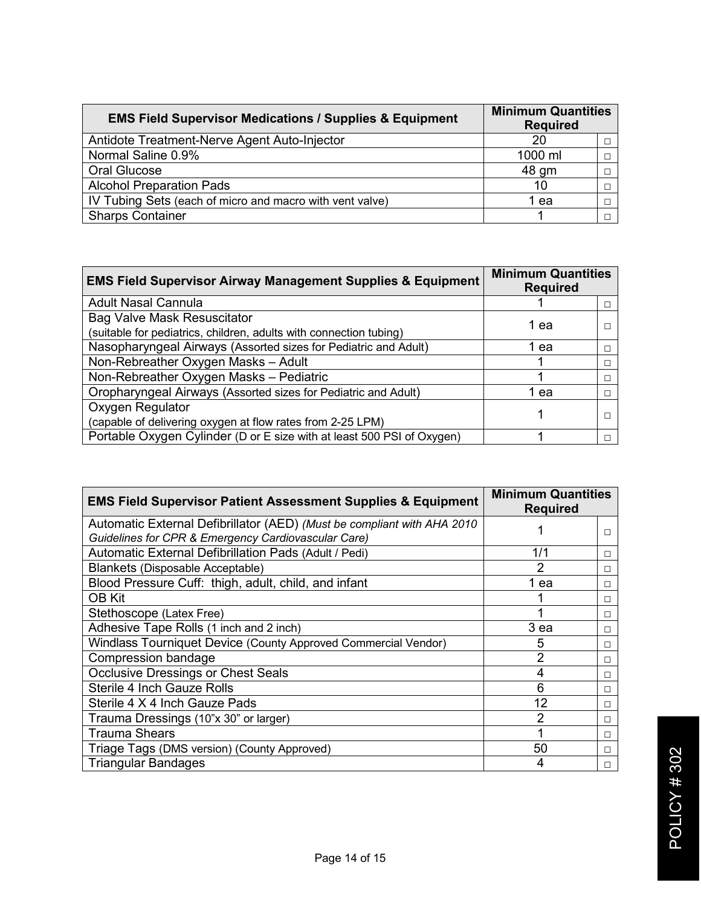| EMS Field Supervisor Medications / Supplies & Equipment | Minimum Quantities Required | |
|---|---|---|
| Antidote Treatment-Nerve Agent Auto-Injector | 20 | □ |
| Normal Saline 0.9% | 1000 ml | □ |
| Oral Glucose | 48 gm | □ |
| Alcohol Preparation Pads | 10 | □ |
| IV Tubing Sets (each of micro and macro with vent valve) | 1 ea | □ |
| Sharps Container | 1 | □ |

| EMS Field Supervisor Airway Management Supplies & Equipment | Minimum Quantities Required | |
|---|---|---|
| Adult Nasal Cannula | 1 | □ |
| Bag Valve Mask Resuscitator (suitable for pediatrics, children, adults with connection tubing) | 1 ea | □ |
| Nasopharyngeal Airways (Assorted sizes for Pediatric and Adult) | 1 ea | □ |
| Non-Rebreather Oxygen Masks – Adult | 1 | □ |
| Non-Rebreather Oxygen Masks – Pediatric | 1 | □ |
| Oropharyngeal Airways (Assorted sizes for Pediatric and Adult) | 1 ea | □ |
| Oxygen Regulator (capable of delivering oxygen at flow rates from 2-25 LPM) | 1 | □ |
| Portable Oxygen Cylinder (D or E size with at least 500 PSI of Oxygen) | 1 | □ |

| EMS Field Supervisor Patient Assessment Supplies & Equipment | Minimum Quantities Required | |
|---|---|---|
| Automatic External Defibrillator (AED) *(Must be compliant with AHA 2010 Guidelines for CPR & Emergency Cardiovascular Care)* | 1 | □ |
| Automatic External Defibrillation Pads (Adult / Pedi) | 1/1 | □ |
| Blankets (Disposable Acceptable) | 2 | □ |
| Blood Pressure Cuff: thigh, adult, child, and infant | 1 ea | □ |
| OB Kit | 1 | □ |
| Stethoscope (Latex Free) | 1 | □ |
| Adhesive Tape Rolls (1 inch and 2 inch) | 3 ea | □ |
| Windlass Tourniquet Device (County Approved Commercial Vendor) | 5 | □ |
| Compression bandage | 2 | □ |
| Occlusive Dressings or Chest Seals | 4 | □ |
| Sterile 4 Inch Gauze Rolls | 6 | □ |
| Sterile 4 X 4 Inch Gauze Pads | 12 | □ |
| Trauma Dressings (10"x 30" or larger) | 2 | □ |
| Trauma Shears | 1 | □ |
| Triage Tags (DMS version) (County Approved) | 50 | □ |
| Triangular Bandages | 4 | □ |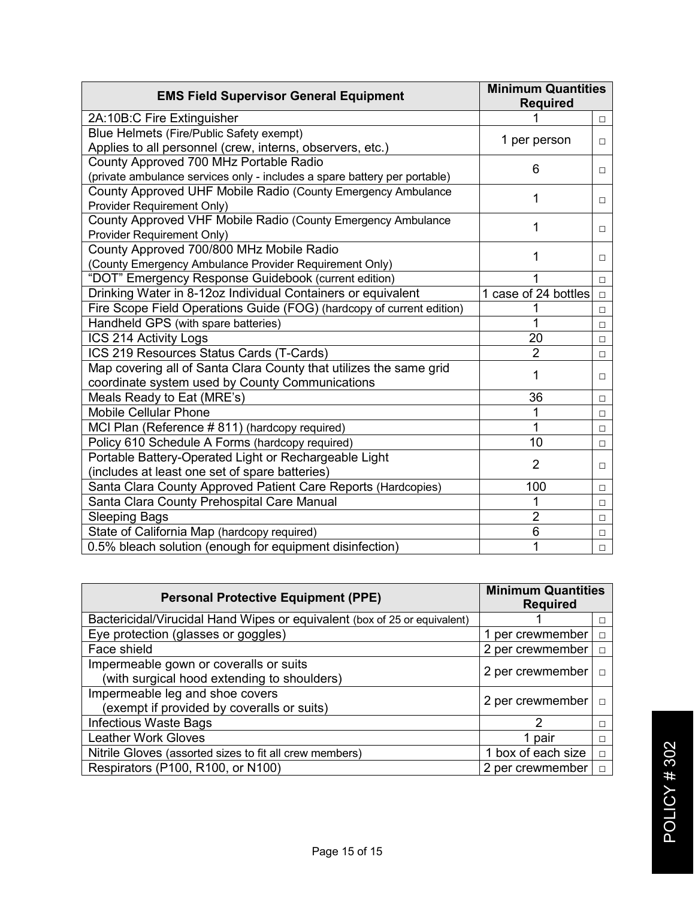| EMS Field Supervisor General Equipment | Minimum Quantities Required | |
|---|---|---|
| 2A:10B:C Fire Extinguisher | 1 | □ |
| Blue Helmets (Fire/Public Safety exempt)<br>Applies to all personnel (crew, interns, observers, etc.) | 1 per person | □ |
| County Approved 700 MHz Portable Radio<br>(private ambulance services only - includes a spare battery per portable) | 6 | □ |
| County Approved UHF Mobile Radio (County Emergency Ambulance Provider Requirement Only) | 1 | □ |
| County Approved VHF Mobile Radio (County Emergency Ambulance Provider Requirement Only) | 1 | □ |
| County Approved 700/800 MHz Mobile Radio<br>(County Emergency Ambulance Provider Requirement Only) | 1 | □ |
| "DOT" Emergency Response Guidebook (current edition) | 1 | □ |
| Drinking Water in 8-12oz Individual Containers or equivalent | 1 case of 24 bottles | □ |
| Fire Scope Field Operations Guide (FOG) (hardcopy of current edition) | 1 | □ |
| Handheld GPS (with spare batteries) | 1 | □ |
| ICS 214 Activity Logs | 20 | □ |
| ICS 219 Resources Status Cards (T-Cards) | 2 | □ |
| Map covering all of Santa Clara County that utilizes the same grid coordinate system used by County Communications | 1 | □ |
| Meals Ready to Eat (MRE's) | 36 | □ |
| Mobile Cellular Phone | 1 | □ |
| MCI Plan (Reference # 811) (hardcopy required) | 1 | □ |
| Policy 610 Schedule A Forms (hardcopy required) | 10 | □ |
| Portable Battery-Operated Light or Rechargeable Light<br>(includes at least one set of spare batteries) | 2 | □ |
| Santa Clara County Approved Patient Care Reports (Hardcopies) | 100 | □ |
| Santa Clara County Prehospital Care Manual | 1 | □ |
| Sleeping Bags | 2 | □ |
| State of California Map (hardcopy required) | 6 | □ |
| 0.5% bleach solution (enough for equipment disinfection) | 1 | □ |

| Personal Protective Equipment (PPE) | Minimum Quantities Required | |
|---|---|---|
| Bactericidal/Virucidal Hand Wipes or equivalent (box of 25 or equivalent) | 1 | □ |
| Eye protection (glasses or goggles) | 1 per crewmember | □ |
| Face shield | 2 per crewmember | □ |
| Impermeable gown or coveralls or suits<br>(with surgical hood extending to shoulders) | 2 per crewmember | □ |
| Impermeable leg and shoe covers<br>(exempt if provided by coveralls or suits) | 2 per crewmember | □ |
| Infectious Waste Bags | 2 | □ |
| Leather Work Gloves | 1 pair | □ |
| Nitrile Gloves (assorted sizes to fit all crew members) | 1 box of each size | □ |
| Respirators (P100, R100, or N100) | 2 per crewmember | □ |